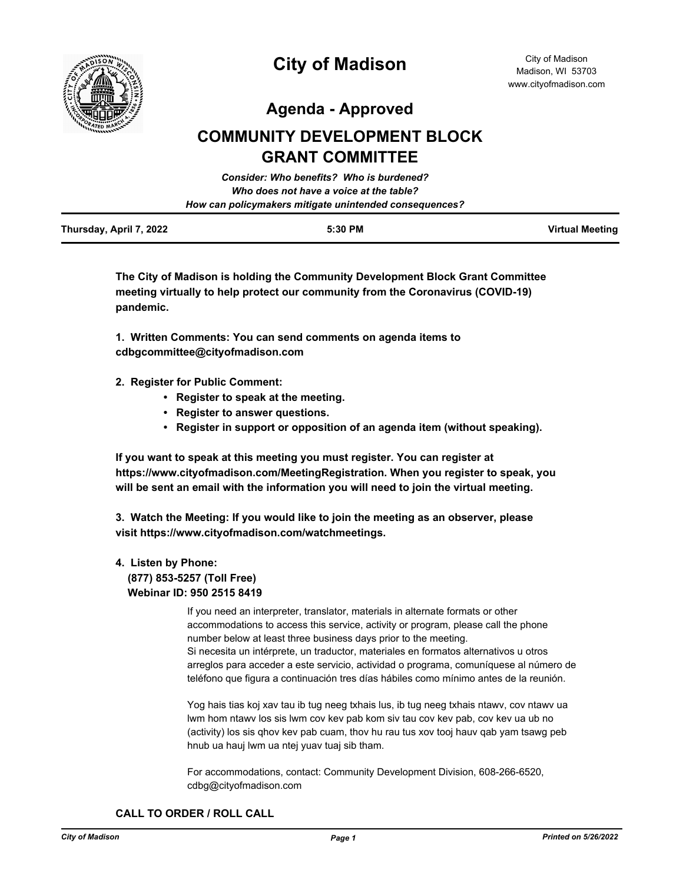# City of Madison

City of Madison
Madison, WI 53703
www.cityofmadison.com

## Agenda - Approved

## COMMUNITY DEVELOPMENT BLOCK GRANT COMMITTEE

*Consider: Who benefits? Who is burdened?*
*Who does not have a voice at the table?*
*How can policymakers mitigate unintended consequences?*

| Thursday, April 7, 2022 | 5:30 PM | Virtual Meeting |
|---|---|---|

**The City of Madison is holding the Community Development Block Grant Committee meeting virtually to help protect our community from the Coronavirus (COVID-19) pandemic.**

**1. Written Comments: You can send comments on agenda items to cdbgcommittee@cityofmadison.com**

**2. Register for Public Comment:**

- **Register to speak at the meeting.**
- **Register to answer questions.**
- **Register in support or opposition of an agenda item (without speaking).**

**If you want to speak at this meeting you must register. You can register at https://www.cityofmadison.com/MeetingRegistration. When you register to speak, you will be sent an email with the information you will need to join the virtual meeting.**

**3. Watch the Meeting: If you would like to join the meeting as an observer, please visit https://www.cityofmadison.com/watchmeetings.**

**4. Listen by Phone:**
**(877) 853-5257 (Toll Free)**
**Webinar ID: 950 2515 8419**

If you need an interpreter, translator, materials in alternate formats or other accommodations to access this service, activity or program, please call the phone number below at least three business days prior to the meeting.
Si necesita un intérprete, un traductor, materiales en formatos alternativos u otros arreglos para acceder a este servicio, actividad o programa, comuníquese al número de teléfono que figura a continuación tres días hábiles como mínimo antes de la reunión.

Yog hais tias koj xav tau ib tug neeg txhais lus, ib tug neeg txhais ntawv, cov ntawv ua lwm hom ntawv los sis lwm cov kev pab kom siv tau cov kev pab, cov kev ua ub no (activity) los sis qhov kev pab cuam, thov hu rau tus xov tooj hauv qab yam tsawg peb hnub ua hauj lwm ua ntej yuav tuaj sib tham.

For accommodations, contact: Community Development Division, 608-266-6520, cdbg@cityofmadison.com

**CALL TO ORDER / ROLL CALL**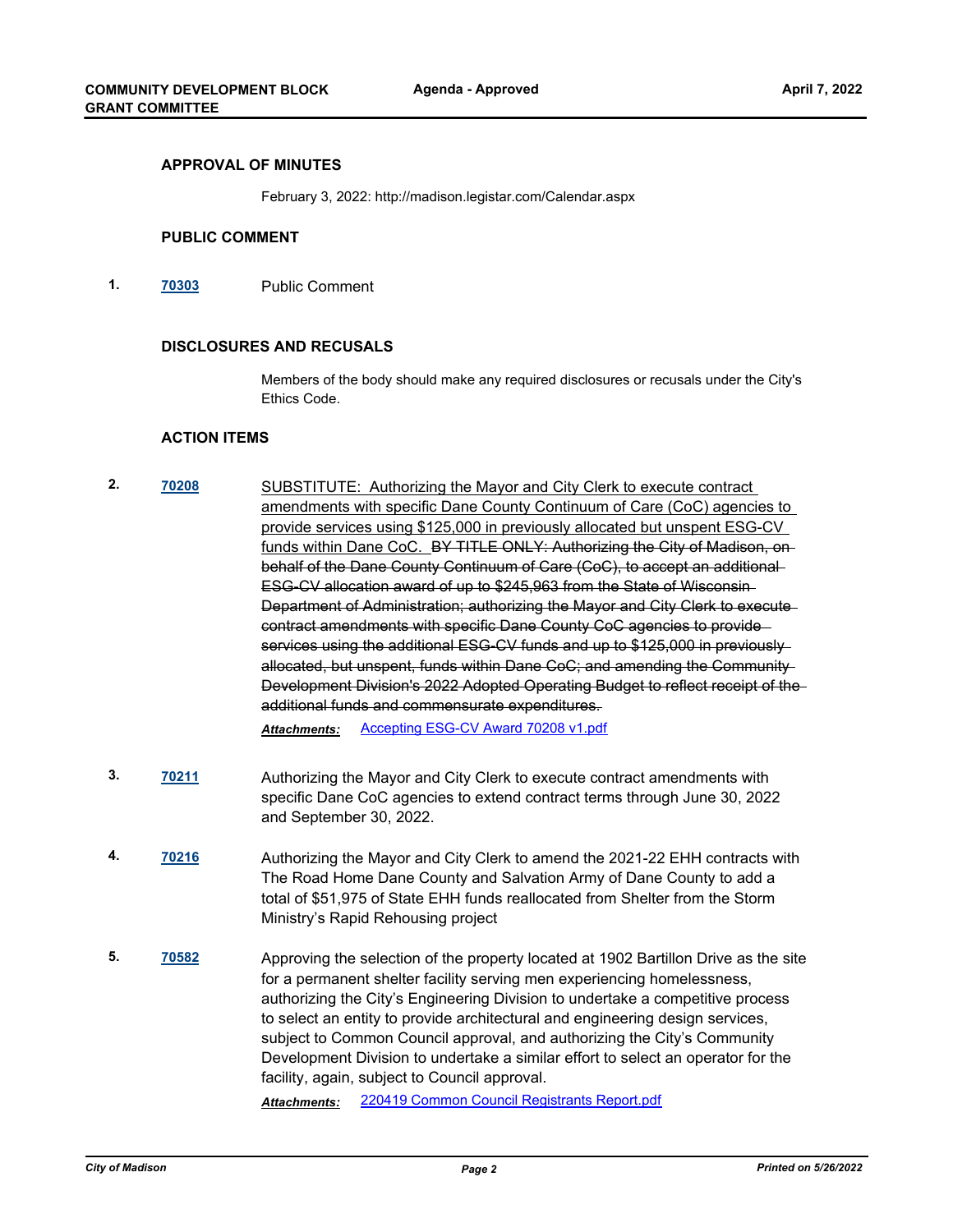## APPROVAL OF MINUTES

February 3, 2022: http://madison.legistar.com/Calendar.aspx

## PUBLIC COMMENT

**1.** [70303](70303) Public Comment

## DISCLOSURES AND RECUSALS

Members of the body should make any required disclosures or recusals under the City's Ethics Code.

## ACTION ITEMS

**2.** [70208](70208) <u>SUBSTITUTE: Authorizing the Mayor and City Clerk to execute contract amendments with specific Dane County Continuum of Care (CoC) agencies to provide services using $125,000 in previously allocated but unspent ESG-CV funds within Dane CoC.</u> ~~BY TITLE ONLY: Authorizing the City of Madison, on behalf of the Dane County Continuum of Care (CoC), to accept an additional ESG-CV allocation award of up to $245,963 from the State of Wisconsin Department of Administration; authorizing the Mayor and City Clerk to execute contract amendments with specific Dane County CoC agencies to provide services using the additional ESG-CV funds and up to $125,000 in previously allocated, but unspent, funds within Dane CoC; and amending the Community Development Division's 2022 Adopted Operating Budget to reflect receipt of the additional funds and commensurate expenditures.~~

*Attachments:* Accepting ESG-CV Award 70208 v1.pdf

**3.** [70211](70211) Authorizing the Mayor and City Clerk to execute contract amendments with specific Dane CoC agencies to extend contract terms through June 30, 2022 and September 30, 2022.

**4.** [70216](70216) Authorizing the Mayor and City Clerk to amend the 2021-22 EHH contracts with The Road Home Dane County and Salvation Army of Dane County to add a total of $51,975 of State EHH funds reallocated from Shelter from the Storm Ministry's Rapid Rehousing project

**5.** [70582](70582) Approving the selection of the property located at 1902 Bartillon Drive as the site for a permanent shelter facility serving men experiencing homelessness, authorizing the City's Engineering Division to undertake a competitive process to select an entity to provide architectural and engineering design services, subject to Common Council approval, and authorizing the City's Community Development Division to undertake a similar effort to select an operator for the facility, again, subject to Council approval.

*Attachments:* 220419 Common Council Registrants Report.pdf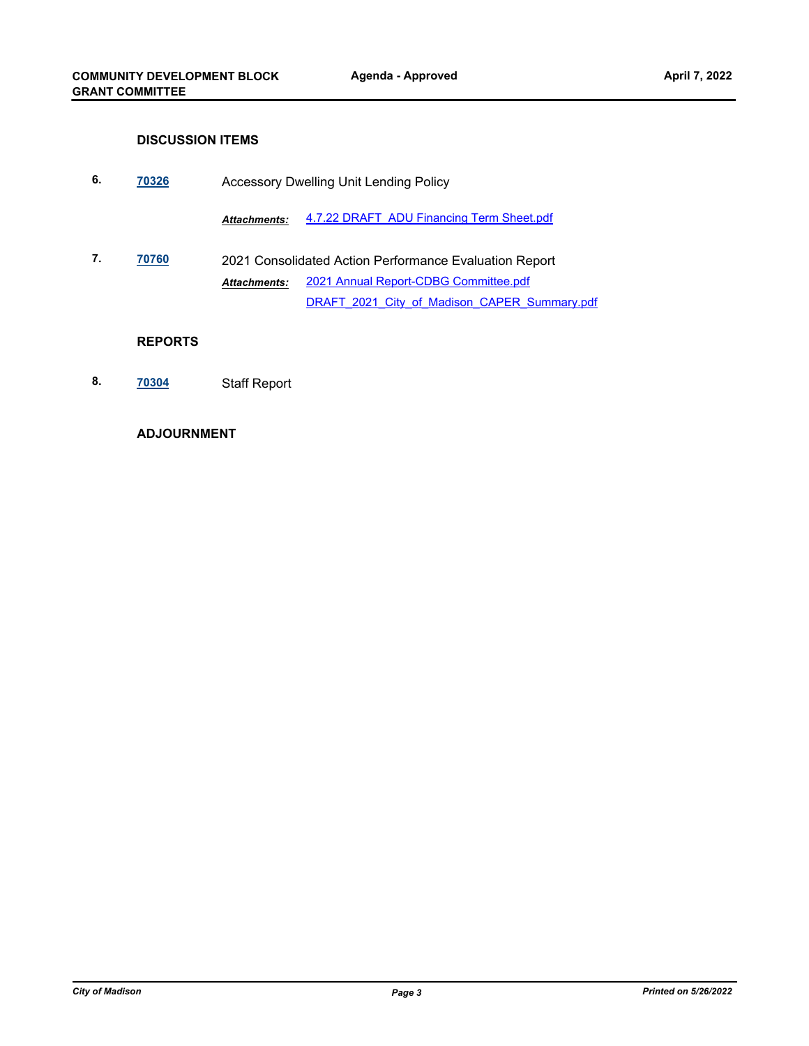## DISCUSSION ITEMS

**6.** **70326** Accessory Dwelling Unit Lending Policy

***Attachments:*** 4.7.22 DRAFT_ADU Financing Term Sheet.pdf

**7.** **70760** 2021 Consolidated Action Performance Evaluation Report

***Attachments:*** 2021 Annual Report-CDBG Committee.pdf
DRAFT_2021_City_of_Madison_CAPER_Summary.pdf

## REPORTS

**8.** **70304** Staff Report

## ADJOURNMENT